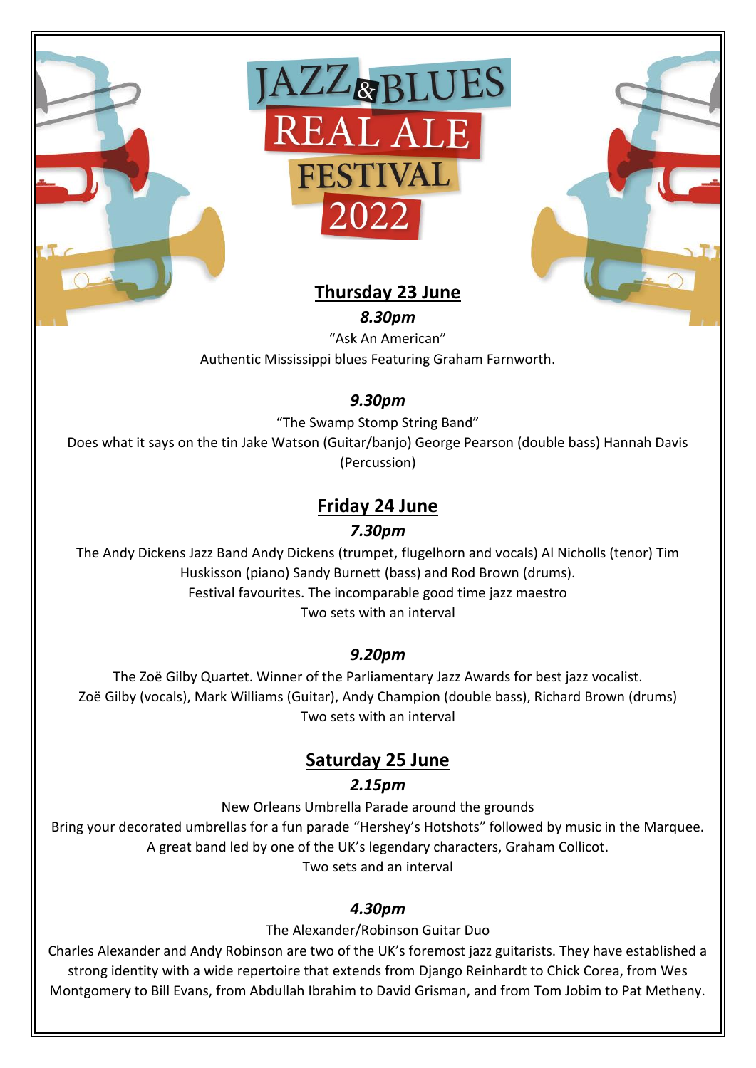# JAZZ & BLUES REAL ALE FESTIVAL 2022

## Thursday 23 June

***8.30pm***

"Ask An American"
Authentic Mississippi blues Featuring Graham Farnworth.

***9.30pm***

"The Swamp Stomp String Band"
Does what it says on the tin Jake Watson (Guitar/banjo) George Pearson (double bass) Hannah Davis (Percussion)

## Friday 24 June

***7.30pm***

The Andy Dickens Jazz Band Andy Dickens (trumpet, flugelhorn and vocals) Al Nicholls (tenor) Tim Huskisson (piano) Sandy Burnett (bass) and Rod Brown (drums).
Festival favourites. The incomparable good time jazz maestro
Two sets with an interval

***9.20pm***

The Zoë Gilby Quartet. Winner of the Parliamentary Jazz Awards for best jazz vocalist.
Zoë Gilby (vocals), Mark Williams (Guitar), Andy Champion (double bass), Richard Brown (drums)
Two sets with an interval

## Saturday 25 June

***2.15pm***

New Orleans Umbrella Parade around the grounds
Bring your decorated umbrellas for a fun parade "Hershey's Hotshots" followed by music in the Marquee.
A great band led by one of the UK's legendary characters, Graham Collicot.
Two sets and an interval

***4.30pm***

The Alexander/Robinson Guitar Duo
Charles Alexander and Andy Robinson are two of the UK's foremost jazz guitarists. They have established a strong identity with a wide repertoire that extends from Django Reinhardt to Chick Corea, from Wes Montgomery to Bill Evans, from Abdullah Ibrahim to David Grisman, and from Tom Jobim to Pat Metheny.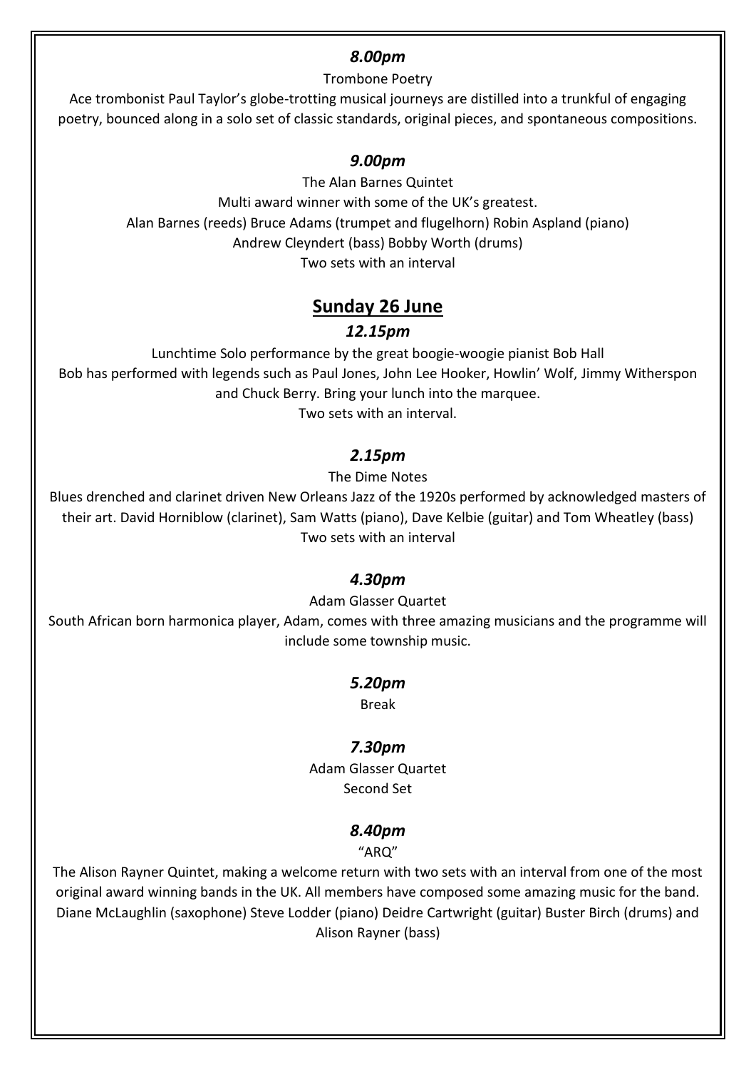*8.00pm*

Trombone Poetry

Ace trombonist Paul Taylor's globe-trotting musical journeys are distilled into a trunkful of engaging poetry, bounced along in a solo set of classic standards, original pieces, and spontaneous compositions.

*9.00pm*

The Alan Barnes Quintet

Multi award winner with some of the UK's greatest.

Alan Barnes (reeds) Bruce Adams (trumpet and flugelhorn) Robin Aspland (piano)

Andrew Cleyndert (bass) Bobby Worth (drums)

Two sets with an interval

## Sunday 26 June

*12.15pm*

Lunchtime Solo performance by the great boogie-woogie pianist Bob Hall

Bob has performed with legends such as Paul Jones, John Lee Hooker, Howlin' Wolf, Jimmy Witherspon and Chuck Berry. Bring your lunch into the marquee.

Two sets with an interval.

*2.15pm*

The Dime Notes

Blues drenched and clarinet driven New Orleans Jazz of the 1920s performed by acknowledged masters of their art. David Horniblow (clarinet), Sam Watts (piano), Dave Kelbie (guitar) and Tom Wheatley (bass)

Two sets with an interval

*4.30pm*

Adam Glasser Quartet

South African born harmonica player, Adam, comes with three amazing musicians and the programme will include some township music.

*5.20pm*

Break

*7.30pm*

Adam Glasser Quartet

Second Set

*8.40pm*

"ARQ"

The Alison Rayner Quintet, making a welcome return with two sets with an interval from one of the most original award winning bands in the UK. All members have composed some amazing music for the band. Diane McLaughlin (saxophone) Steve Lodder (piano) Deidre Cartwright (guitar) Buster Birch (drums) and Alison Rayner (bass)